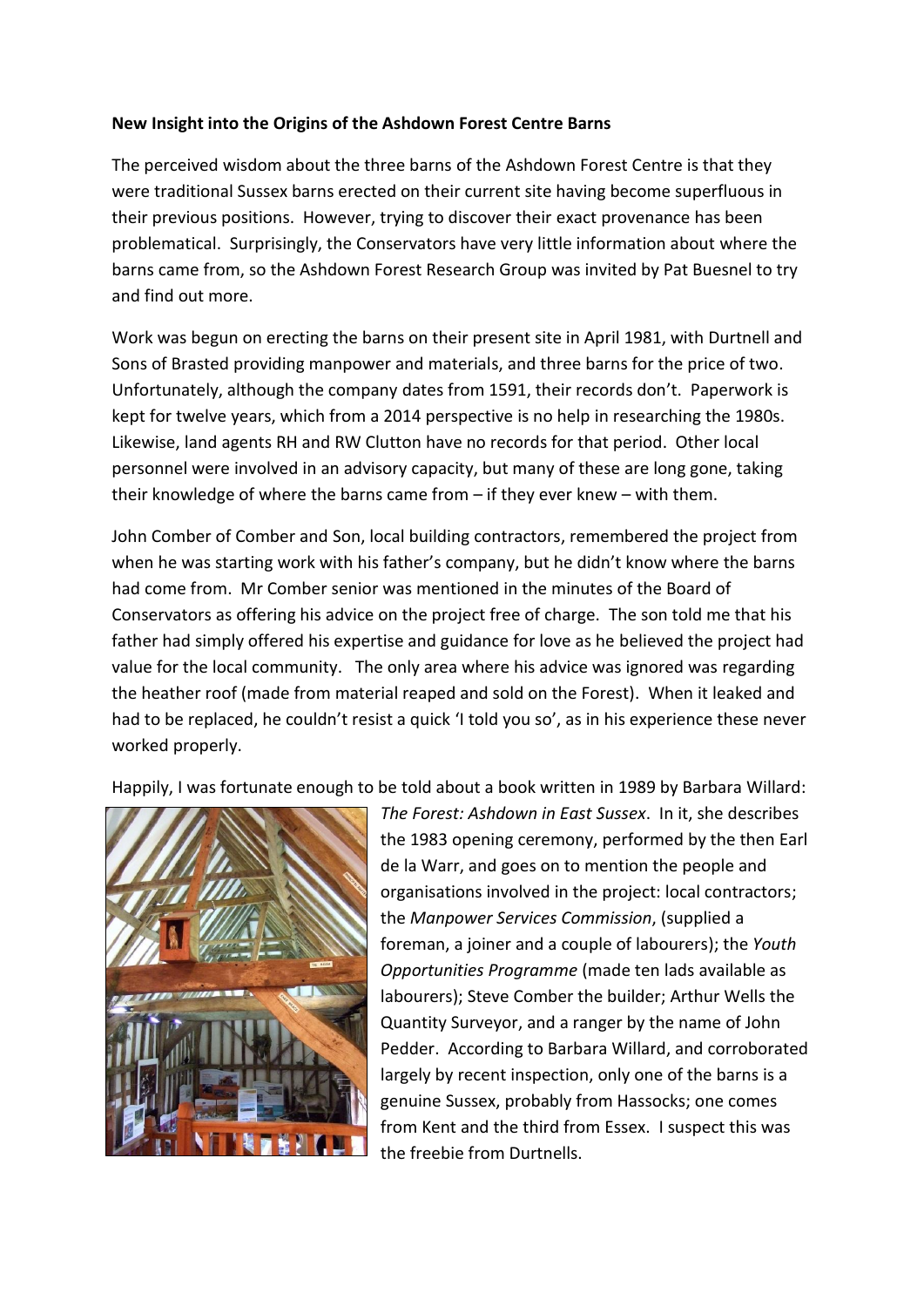**New Insight into the Origins of the Ashdown Forest Centre Barns**

The perceived wisdom about the three barns of the Ashdown Forest Centre is that they were traditional Sussex barns erected on their current site having become superfluous in their previous positions. However, trying to discover their exact provenance has been problematical. Surprisingly, the Conservators have very little information about where the barns came from, so the Ashdown Forest Research Group was invited by Pat Buesnel to try and find out more.

Work was begun on erecting the barns on their present site in April 1981, with Durtnell and Sons of Brasted providing manpower and materials, and three barns for the price of two. Unfortunately, although the company dates from 1591, their records don't. Paperwork is kept for twelve years, which from a 2014 perspective is no help in researching the 1980s. Likewise, land agents RH and RW Clutton have no records for that period. Other local personnel were involved in an advisory capacity, but many of these are long gone, taking their knowledge of where the barns came from – if they ever knew – with them.

John Comber of Comber and Son, local building contractors, remembered the project from when he was starting work with his father's company, but he didn't know where the barns had come from. Mr Comber senior was mentioned in the minutes of the Board of Conservators as offering his advice on the project free of charge. The son told me that his father had simply offered his expertise and guidance for love as he believed the project had value for the local community. The only area where his advice was ignored was regarding the heather roof (made from material reaped and sold on the Forest). When it leaked and had to be replaced, he couldn't resist a quick 'I told you so', as in his experience these never worked properly.

Happily, I was fortunate enough to be told about a book written in 1989 by Barbara Willard: *The Forest: Ashdown in East Sussex*. In it, she describes the 1983 opening ceremony, performed by the then Earl de la Warr, and goes on to mention the people and organisations involved in the project: local contractors; the *Manpower Services Commission*, (supplied a foreman, a joiner and a couple of labourers); the *Youth Opportunities Programme* (made ten lads available as labourers); Steve Comber the builder; Arthur Wells the Quantity Surveyor, and a ranger by the name of John Pedder. According to Barbara Willard, and corroborated largely by recent inspection, only one of the barns is a genuine Sussex, probably from Hassocks; one comes from Kent and the third from Essex. I suspect this was the freebie from Durtnells.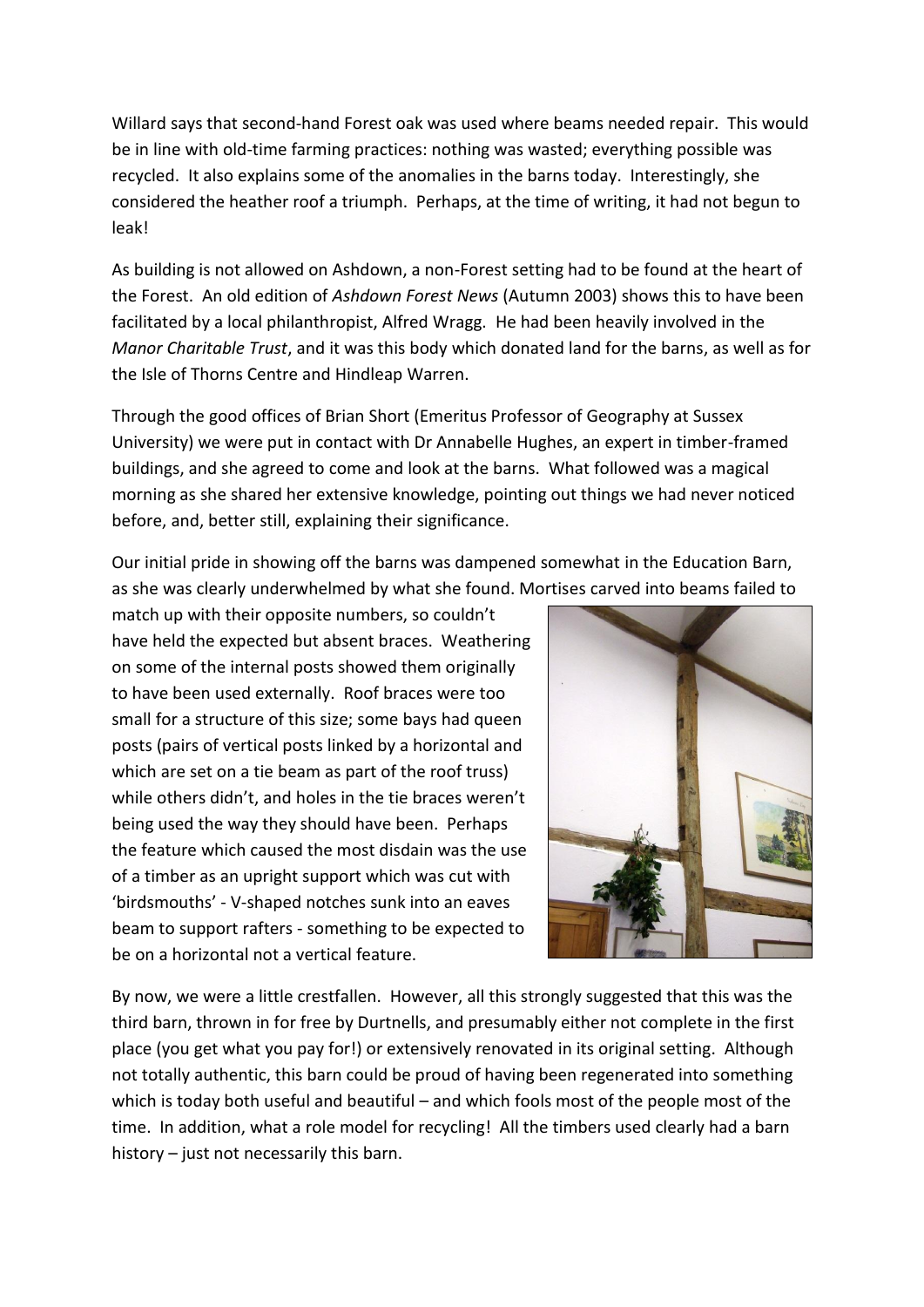Willard says that second-hand Forest oak was used where beams needed repair. This would be in line with old-time farming practices: nothing was wasted; everything possible was recycled. It also explains some of the anomalies in the barns today. Interestingly, she considered the heather roof a triumph. Perhaps, at the time of writing, it had not begun to leak!

As building is not allowed on Ashdown, a non-Forest setting had to be found at the heart of the Forest. An old edition of *Ashdown Forest News* (Autumn 2003) shows this to have been facilitated by a local philanthropist, Alfred Wragg. He had been heavily involved in the *Manor Charitable Trust*, and it was this body which donated land for the barns, as well as for the Isle of Thorns Centre and Hindleap Warren.

Through the good offices of Brian Short (Emeritus Professor of Geography at Sussex University) we were put in contact with Dr Annabelle Hughes, an expert in timber-framed buildings, and she agreed to come and look at the barns. What followed was a magical morning as she shared her extensive knowledge, pointing out things we had never noticed before, and, better still, explaining their significance.

Our initial pride in showing off the barns was dampened somewhat in the Education Barn, as she was clearly underwhelmed by what she found. Mortises carved into beams failed to match up with their opposite numbers, so couldn't have held the expected but absent braces. Weathering on some of the internal posts showed them originally to have been used externally. Roof braces were too small for a structure of this size; some bays had queen posts (pairs of vertical posts linked by a horizontal and which are set on a tie beam as part of the roof truss) while others didn't, and holes in the tie braces weren't being used the way they should have been. Perhaps the feature which caused the most disdain was the use of a timber as an upright support which was cut with 'birdsmouths' - V-shaped notches sunk into an eaves beam to support rafters - something to be expected to be on a horizontal not a vertical feature.

By now, we were a little crestfallen. However, all this strongly suggested that this was the third barn, thrown in for free by Durtnells, and presumably either not complete in the first place (you get what you pay for!) or extensively renovated in its original setting. Although not totally authentic, this barn could be proud of having been regenerated into something which is today both useful and beautiful – and which fools most of the people most of the time. In addition, what a role model for recycling! All the timbers used clearly had a barn history – just not necessarily this barn.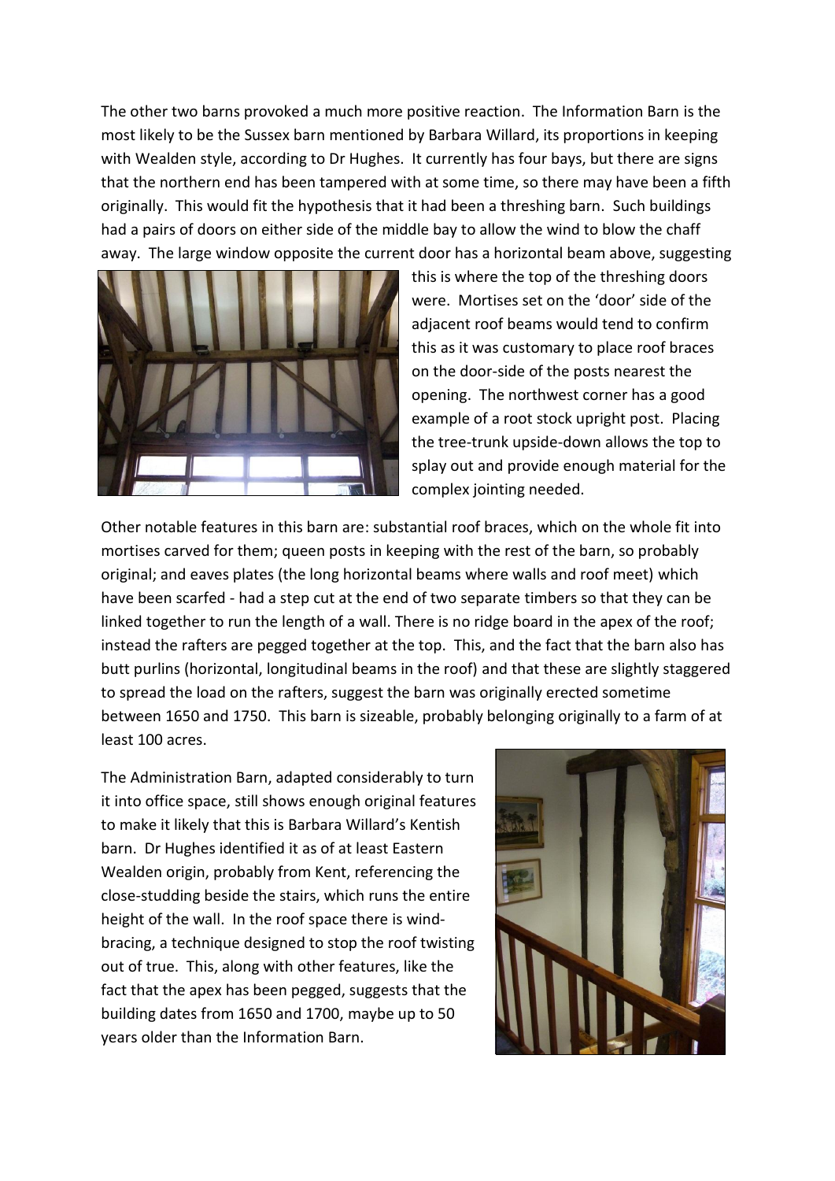The other two barns provoked a much more positive reaction. The Information Barn is the most likely to be the Sussex barn mentioned by Barbara Willard, its proportions in keeping with Wealden style, according to Dr Hughes. It currently has four bays, but there are signs that the northern end has been tampered with at some time, so there may have been a fifth originally. This would fit the hypothesis that it had been a threshing barn. Such buildings had a pairs of doors on either side of the middle bay to allow the wind to blow the chaff away. The large window opposite the current door has a horizontal beam above, suggesting this is where the top of the threshing doors were. Mortises set on the 'door' side of the adjacent roof beams would tend to confirm this as it was customary to place roof braces on the door-side of the posts nearest the opening. The northwest corner has a good example of a root stock upright post. Placing the tree-trunk upside-down allows the top to splay out and provide enough material for the complex jointing needed.

Other notable features in this barn are: substantial roof braces, which on the whole fit into mortises carved for them; queen posts in keeping with the rest of the barn, so probably original; and eaves plates (the long horizontal beams where walls and roof meet) which have been scarfed - had a step cut at the end of two separate timbers so that they can be linked together to run the length of a wall. There is no ridge board in the apex of the roof; instead the rafters are pegged together at the top. This, and the fact that the barn also has butt purlins (horizontal, longitudinal beams in the roof) and that these are slightly staggered to spread the load on the rafters, suggest the barn was originally erected sometime between 1650 and 1750. This barn is sizeable, probably belonging originally to a farm of at least 100 acres.

The Administration Barn, adapted considerably to turn it into office space, still shows enough original features to make it likely that this is Barbara Willard's Kentish barn. Dr Hughes identified it as of at least Eastern Wealden origin, probably from Kent, referencing the close-studding beside the stairs, which runs the entire height of the wall. In the roof space there is wind-bracing, a technique designed to stop the roof twisting out of true. This, along with other features, like the fact that the apex has been pegged, suggests that the building dates from 1650 and 1700, maybe up to 50 years older than the Information Barn.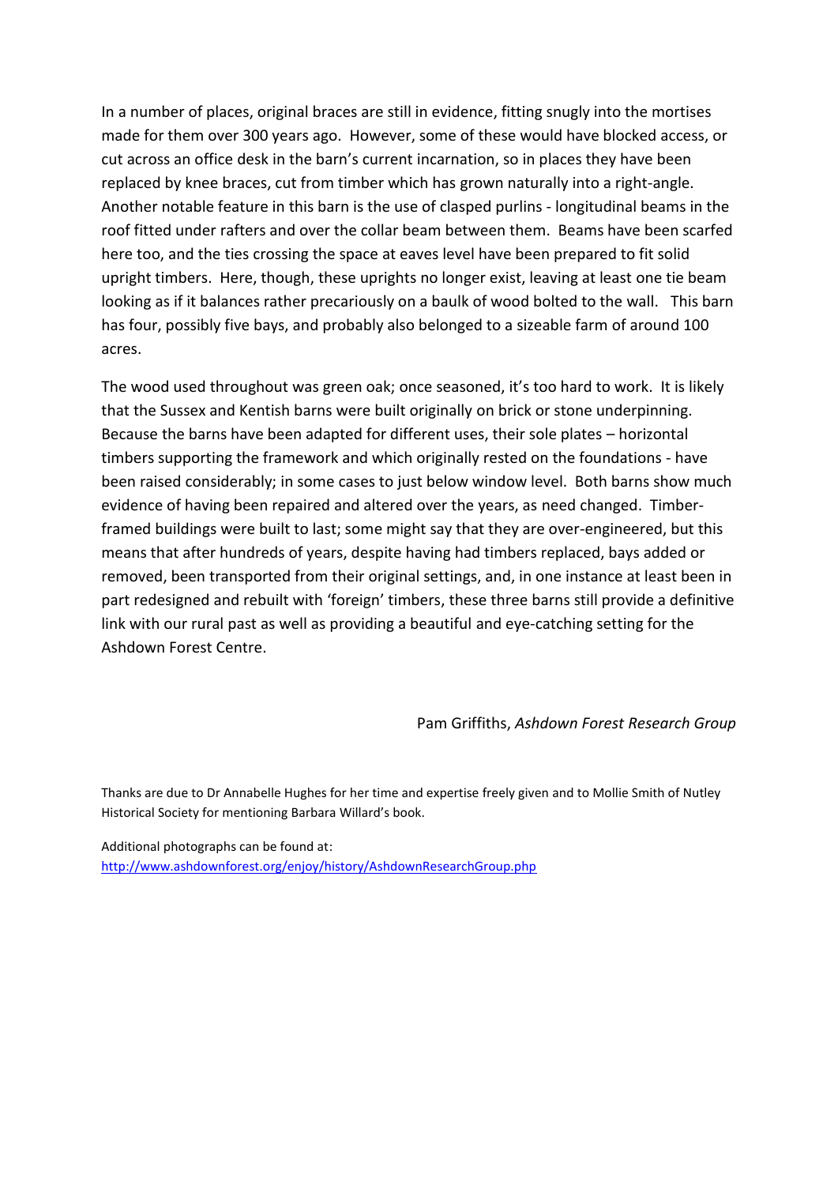In a number of places, original braces are still in evidence, fitting snugly into the mortises made for them over 300 years ago. However, some of these would have blocked access, or cut across an office desk in the barn's current incarnation, so in places they have been replaced by knee braces, cut from timber which has grown naturally into a right-angle. Another notable feature in this barn is the use of clasped purlins - longitudinal beams in the roof fitted under rafters and over the collar beam between them. Beams have been scarfed here too, and the ties crossing the space at eaves level have been prepared to fit solid upright timbers. Here, though, these uprights no longer exist, leaving at least one tie beam looking as if it balances rather precariously on a baulk of wood bolted to the wall. This barn has four, possibly five bays, and probably also belonged to a sizeable farm of around 100 acres.

The wood used throughout was green oak; once seasoned, it's too hard to work. It is likely that the Sussex and Kentish barns were built originally on brick or stone underpinning. Because the barns have been adapted for different uses, their sole plates – horizontal timbers supporting the framework and which originally rested on the foundations - have been raised considerably; in some cases to just below window level. Both barns show much evidence of having been repaired and altered over the years, as need changed. Timber-framed buildings were built to last; some might say that they are over-engineered, but this means that after hundreds of years, despite having had timbers replaced, bays added or removed, been transported from their original settings, and, in one instance at least been in part redesigned and rebuilt with 'foreign' timbers, these three barns still provide a definitive link with our rural past as well as providing a beautiful and eye-catching setting for the Ashdown Forest Centre.

Pam Griffiths, *Ashdown Forest Research Group*

Thanks are due to Dr Annabelle Hughes for her time and expertise freely given and to Mollie Smith of Nutley Historical Society for mentioning Barbara Willard's book.

Additional photographs can be found at:
http://www.ashdownforest.org/enjoy/history/AshdownResearchGroup.php